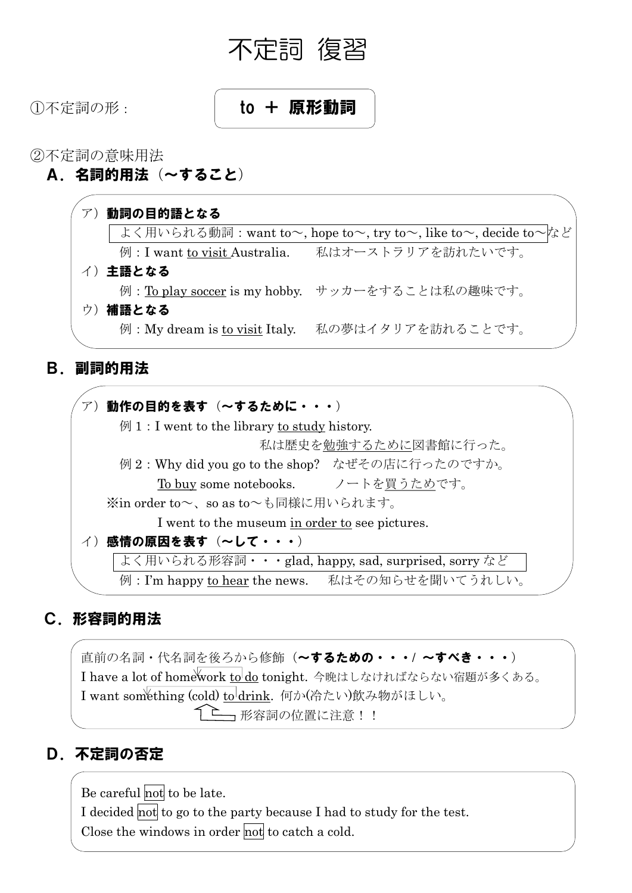# 不定詞 復習

①不定詞の形：

**to ＋ 原形動詞**

②不定詞の意味用法

## A．名詞的用法（～すること）

ア）**動詞の目的語となる**

よく用いられる動詞：want to～, hope to～, try to～, like to～, decide to～など

例：I want <u>to visit</u> Australia.　　私はオーストラリアを訪れたいです。

イ）**主語となる**

例：<u>To play soccer</u> is my hobby.　サッカーをすることは私の趣味です。

ウ）**補語となる**

例：My dream is <u>to visit</u> Italy.　　私の夢はイタリアを訪れることです。

## B．副詞的用法

ア）**動作の目的を表す（～するために・・・）**

例１：I went to the library <u>to study</u> history.

私は歴史を<u>勉強するために</u>図書館に行った。

例２：Why did you go to the shop?　なぜその店に行ったのですか。

<u>To buy</u> some notebooks.　　　ノートを<u>買うため</u>です。

※in order to～、so as to～も同様に用いられます。

I went to the museum <u>in order to</u> see pictures.

イ）**感情の原因を表す（～して・・・）**

よく用いられる形容詞・・・glad, happy, sad, surprised, sorry など

例：I'm happy <u>to hear</u> the news.　　私はその知らせを聞いてうれしい。

## C．形容詞的用法

直前の名詞・代名詞を後ろから修飾（**～するための・・・/ ～すべき・・・**）

I have a lot of homework <u>to do</u> tonight. 今晩はしなければならない宿題が多くある。

I want something (cold) <u>to drink</u>. 何か(冷たい)飲み物がほしい。

形容詞の位置に注意！！

## D．不定詞の否定

Be careful not to be late.

I decided not to go to the party because I had to study for the test.

Close the windows in order not to catch a cold.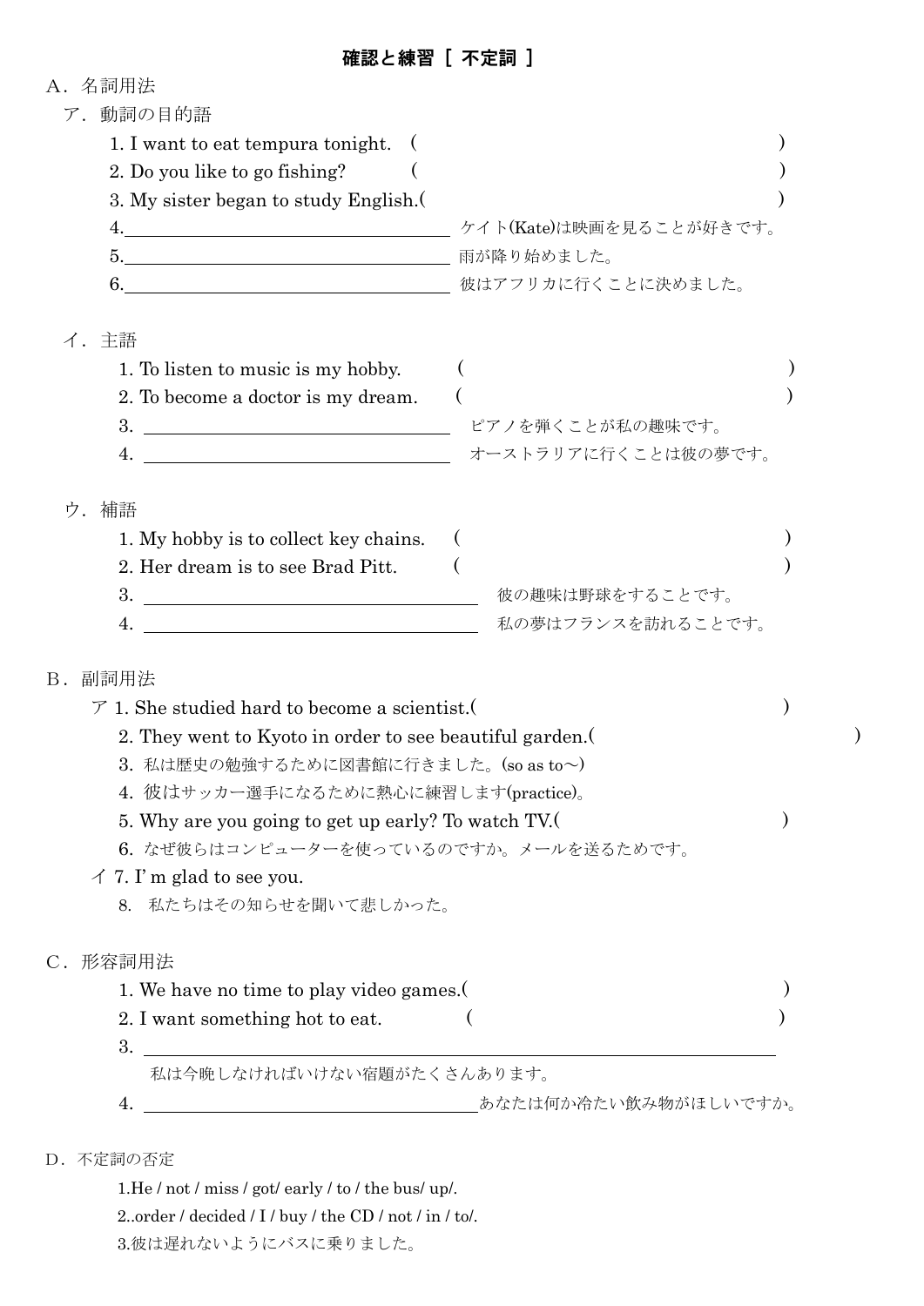# 確認と練習 [ 不定詞 ]

A．名詞用法

ア．動詞の目的語

1. I want to eat tempura tonight.　(　　　　　　　　　　　　　　　　　　)
2. Do you like to go fishing?　(　　　　　　　　　　　　　　　　　　)
3. My sister began to study English.(　　　　　　　　　　　　　　　　　　)
4. ＿＿＿＿＿＿＿＿＿＿＿＿＿＿＿＿＿＿＿ ケイト(Kate)は映画を見ることが好きです。
5. ＿＿＿＿＿＿＿＿＿＿＿＿＿＿＿＿＿＿＿ 雨が降り始めました。
6. ＿＿＿＿＿＿＿＿＿＿＿＿＿＿＿＿＿＿＿ 彼はアフリカに行くことに決めました。

イ．主語

1. To listen to music is my hobby.　(　　　　　　　　　　　　　　　　　　)
2. To become a doctor is my dream.　(　　　　　　　　　　　　　　　　　　)
3. ＿＿＿＿＿＿＿＿＿＿＿＿＿＿＿＿＿＿＿ ピアノを弾くことが私の趣味です。
4. ＿＿＿＿＿＿＿＿＿＿＿＿＿＿＿＿＿＿＿ オーストラリアに行くことは彼の夢です。

ウ．補語

1. My hobby is to collect key chains.　(　　　　　　　　　　　　　　　　　　)
2. Her dream is to see Brad Pitt.　(　　　　　　　　　　　　　　　　　　)
3. ＿＿＿＿＿＿＿＿＿＿＿＿＿＿＿＿＿＿＿ 彼の趣味は野球をすることです。
4. ＿＿＿＿＿＿＿＿＿＿＿＿＿＿＿＿＿＿＿ 私の夢はフランスを訪れることです。

B．副詞用法

ア 1. She studied hard to become a scientist.(　　　　　　　　　　　　　　　　　　)

2. They went to Kyoto in order to see beautiful garden.(　　　　　　　　　　　　　　　　　　)
3. 私は歴史の勉強するために図書館に行きました。(so as to～)
4. 彼はサッカー選手になるために熱心に練習します(practice)。
5. Why are you going to get up early? To watch TV.(　　　　　　　　　　　　　　　　　　)
6. なぜ彼らはコンピューターを使っているのですか。メールを送るためです。

イ 7. I' m glad to see you.

8. 私たちはその知らせを聞いて悲しかった。

C．形容詞用法

1. We have no time to play video games.(　　　　　　　　　　　　　　　　　　)
2. I want something hot to eat.　(　　　　　　　　　　　　　　　　　　)
3. ＿＿＿＿＿＿＿＿＿＿＿＿＿＿＿＿＿＿＿＿＿＿＿＿＿＿＿＿＿＿

   私は今晩しなければいけない宿題がたくさんあります。
4. ＿＿＿＿＿＿＿＿＿＿＿＿＿＿＿＿＿＿＿ あなたは何か冷たい飲み物がほしいですか。

D．不定詞の否定

1.He / not / miss / got/ early / to / the bus/ up/.

2..order / decided / I / buy / the CD / not / in / to/.

3.彼は遅れないようにバスに乗りました。